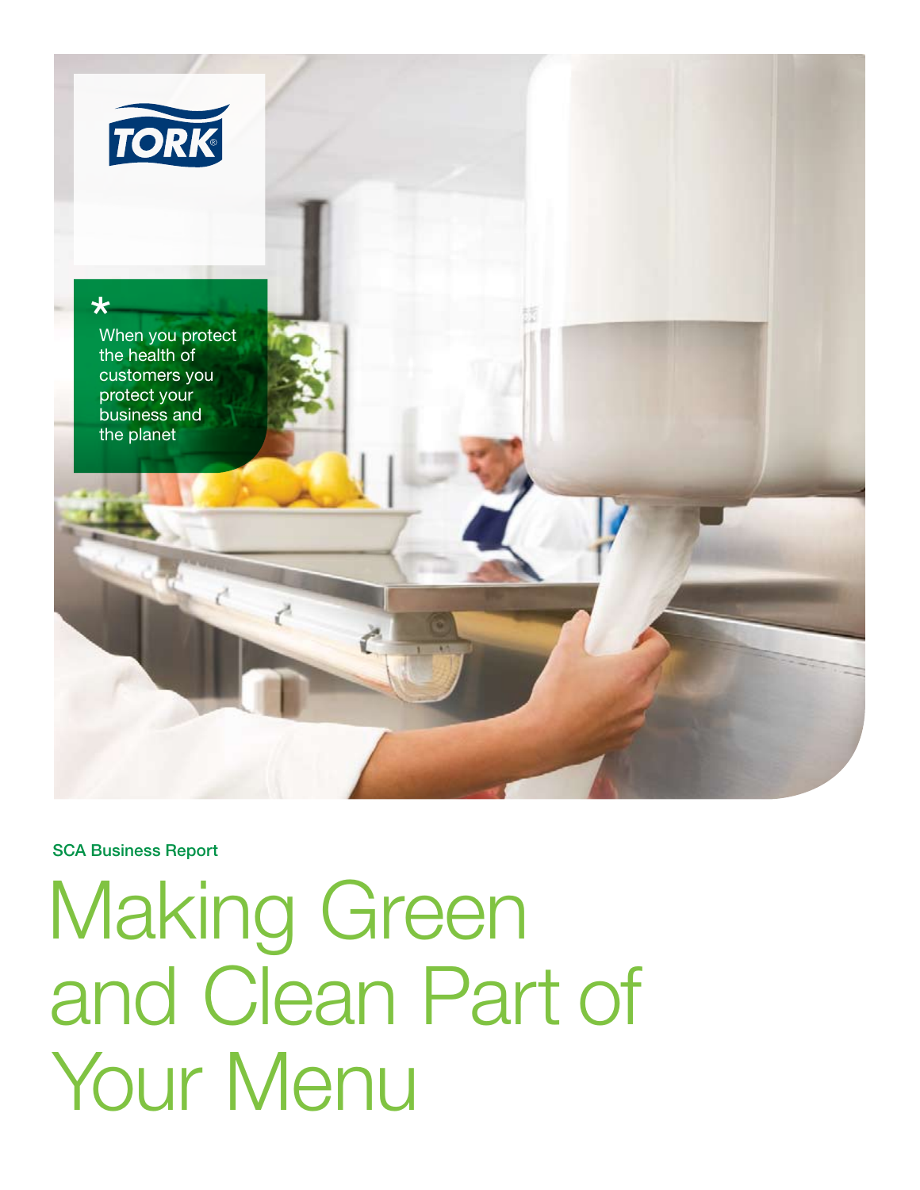TORK

*

When you protect the health of customers you protect your business and the planet

SCA Business Report

# Making Green and Clean Part of Your Menu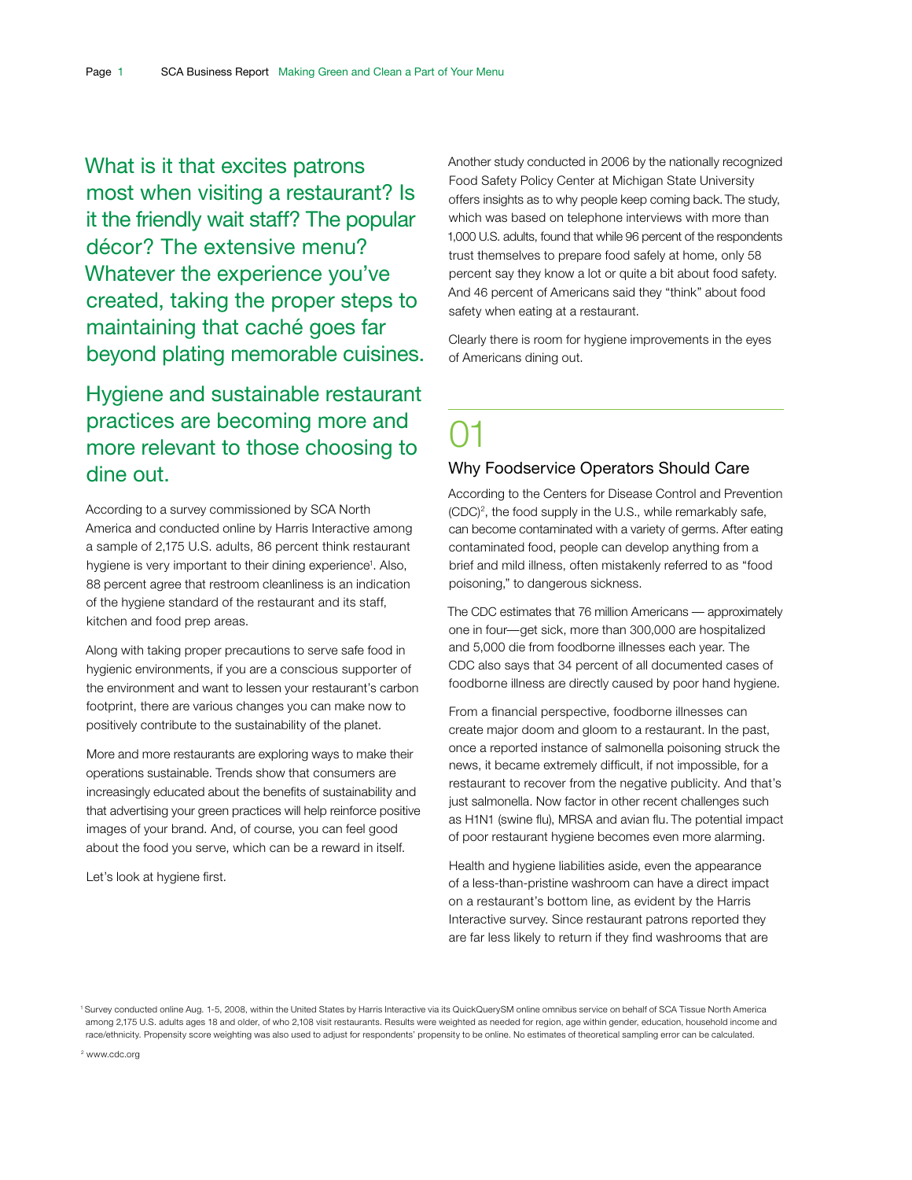What is it that excites patrons most when visiting a restaurant? Is it the friendly wait staff? The popular décor? The extensive menu? Whatever the experience you've created, taking the proper steps to maintaining that caché goes far beyond plating memorable cuisines.

Hygiene and sustainable restaurant practices are becoming more and more relevant to those choosing to dine out.

According to a survey commissioned by SCA North America and conducted online by Harris Interactive among a sample of 2,175 U.S. adults, 86 percent think restaurant hygiene is very important to their dining experience[1]. Also, 88 percent agree that restroom cleanliness is an indication of the hygiene standard of the restaurant and its staff, kitchen and food prep areas.

Along with taking proper precautions to serve safe food in hygienic environments, if you are a conscious supporter of the environment and want to lessen your restaurant's carbon footprint, there are various changes you can make now to positively contribute to the sustainability of the planet.

More and more restaurants are exploring ways to make their operations sustainable. Trends show that consumers are increasingly educated about the benefits of sustainability and that advertising your green practices will help reinforce positive images of your brand. And, of course, you can feel good about the food you serve, which can be a reward in itself.

Let's look at hygiene first.

Another study conducted in 2006 by the nationally recognized Food Safety Policy Center at Michigan State University offers insights as to why people keep coming back. The study, which was based on telephone interviews with more than 1,000 U.S. adults, found that while 96 percent of the respondents trust themselves to prepare food safely at home, only 58 percent say they know a lot or quite a bit about food safety. And 46 percent of Americans said they "think" about food safety when eating at a restaurant.

Clearly there is room for hygiene improvements in the eyes of Americans dining out.

## 01

### Why Foodservice Operators Should Care

According to the Centers for Disease Control and Prevention (CDC)[2], the food supply in the U.S., while remarkably safe, can become contaminated with a variety of germs. After eating contaminated food, people can develop anything from a brief and mild illness, often mistakenly referred to as "food poisoning," to dangerous sickness.

The CDC estimates that 76 million Americans — approximately one in four—get sick, more than 300,000 are hospitalized and 5,000 die from foodborne illnesses each year. The CDC also says that 34 percent of all documented cases of foodborne illness are directly caused by poor hand hygiene.

From a financial perspective, foodborne illnesses can create major doom and gloom to a restaurant. In the past, once a reported instance of salmonella poisoning struck the news, it became extremely difficult, if not impossible, for a restaurant to recover from the negative publicity. And that's just salmonella. Now factor in other recent challenges such as H1N1 (swine flu), MRSA and avian flu. The potential impact of poor restaurant hygiene becomes even more alarming.

Health and hygiene liabilities aside, even the appearance of a less-than-pristine washroom can have a direct impact on a restaurant's bottom line, as evident by the Harris Interactive survey. Since restaurant patrons reported they are far less likely to return if they find washrooms that are

[1] Survey conducted online Aug. 1-5, 2008, within the United States by Harris Interactive via its QuickQuerySM online omnibus service on behalf of SCA Tissue North America among 2,175 U.S. adults ages 18 and older, of who 2,108 visit restaurants. Results were weighted as needed for region, age within gender, education, household income and race/ethnicity. Propensity score weighting was also used to adjust for respondents' propensity to be online. No estimates of theoretical sampling error can be calculated.

[2] www.cdc.org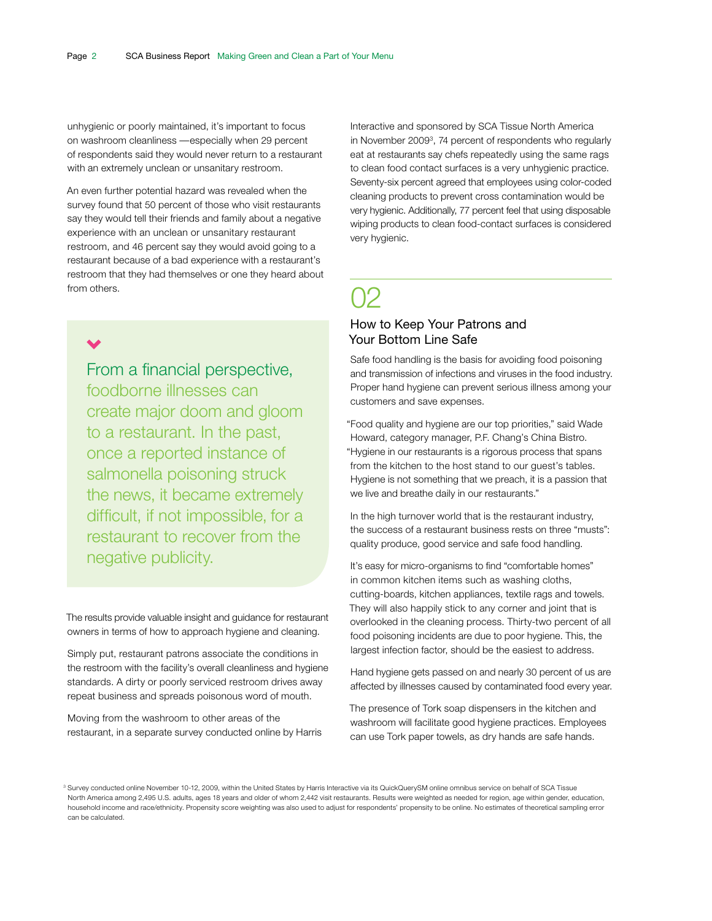unhygienic or poorly maintained, it's important to focus on washroom cleanliness —especially when 29 percent of respondents said they would never return to a restaurant with an extremely unclean or unsanitary restroom.

An even further potential hazard was revealed when the survey found that 50 percent of those who visit restaurants say they would tell their friends and family about a negative experience with an unclean or unsanitary restaurant restroom, and 46 percent say they would avoid going to a restaurant because of a bad experience with a restaurant's restroom that they had themselves or one they heard about from others.

> From a financial perspective, foodborne illnesses can create major doom and gloom to a restaurant. In the past, once a reported instance of salmonella poisoning struck the news, it became extremely difficult, if not impossible, for a restaurant to recover from the negative publicity.

The results provide valuable insight and guidance for restaurant owners in terms of how to approach hygiene and cleaning.

Simply put, restaurant patrons associate the conditions in the restroom with the facility's overall cleanliness and hygiene standards. A dirty or poorly serviced restroom drives away repeat business and spreads poisonous word of mouth.

Moving from the washroom to other areas of the restaurant, in a separate survey conducted online by Harris Interactive and sponsored by SCA Tissue North America in November 2009[3], 74 percent of respondents who regularly eat at restaurants say chefs repeatedly using the same rags to clean food contact surfaces is a very unhygienic practice. Seventy-six percent agreed that employees using color-coded cleaning products to prevent cross contamination would be very hygienic. Additionally, 77 percent feel that using disposable wiping products to clean food-contact surfaces is considered very hygienic.

## 02

## How to Keep Your Patrons and Your Bottom Line Safe

Safe food handling is the basis for avoiding food poisoning and transmission of infections and viruses in the food industry. Proper hand hygiene can prevent serious illness among your customers and save expenses.

"Food quality and hygiene are our top priorities," said Wade Howard, category manager, P.F. Chang's China Bistro. "Hygiene in our restaurants is a rigorous process that spans from the kitchen to the host stand to our guest's tables. Hygiene is not something that we preach, it is a passion that we live and breathe daily in our restaurants."

In the high turnover world that is the restaurant industry, the success of a restaurant business rests on three "musts": quality produce, good service and safe food handling.

It's easy for micro-organisms to find "comfortable homes" in common kitchen items such as washing cloths, cutting-boards, kitchen appliances, textile rags and towels. They will also happily stick to any corner and joint that is overlooked in the cleaning process. Thirty-two percent of all food poisoning incidents are due to poor hygiene. This, the largest infection factor, should be the easiest to address.

Hand hygiene gets passed on and nearly 30 percent of us are affected by illnesses caused by contaminated food every year.

The presence of Tork soap dispensers in the kitchen and washroom will facilitate good hygiene practices. Employees can use Tork paper towels, as dry hands are safe hands.

---

[3] Survey conducted online November 10-12, 2009, within the United States by Harris Interactive via its QuickQuerySM online omnibus service on behalf of SCA Tissue North America among 2,495 U.S. adults, ages 18 years and older of whom 2,442 visit restaurants. Results were weighted as needed for region, age within gender, education, household income and race/ethnicity. Propensity score weighting was also used to adjust for respondents' propensity to be online. No estimates of theoretical sampling error can be calculated.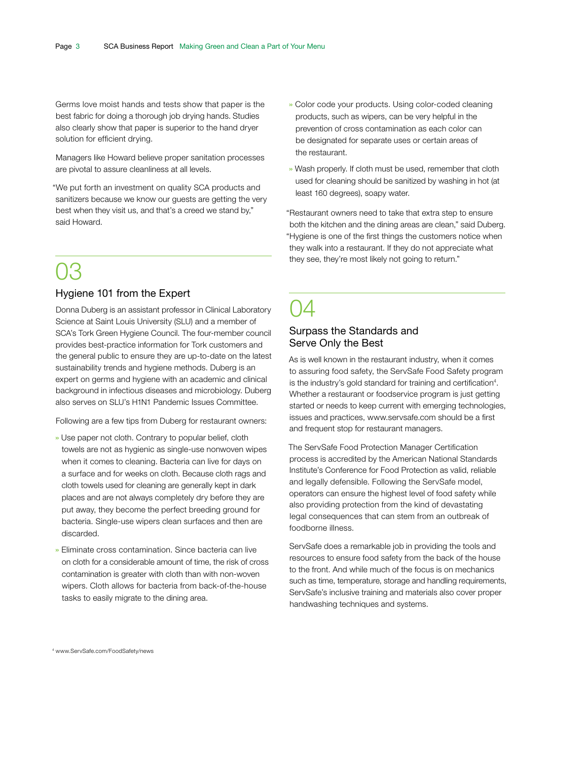Germs love moist hands and tests show that paper is the best fabric for doing a thorough job drying hands. Studies also clearly show that paper is superior to the hand dryer solution for efficient drying.

Managers like Howard believe proper sanitation processes are pivotal to assure cleanliness at all levels.

"We put forth an investment on quality SCA products and sanitizers because we know our guests are getting the very best when they visit us, and that's a creed we stand by," said Howard.

## 03

### Hygiene 101 from the Expert

Donna Duberg is an assistant professor in Clinical Laboratory Science at Saint Louis University (SLU) and a member of SCA's Tork Green Hygiene Council. The four-member council provides best-practice information for Tork customers and the general public to ensure they are up-to-date on the latest sustainability trends and hygiene methods. Duberg is an expert on germs and hygiene with an academic and clinical background in infectious diseases and microbiology. Duberg also serves on SLU's H1N1 Pandemic Issues Committee.

Following are a few tips from Duberg for restaurant owners:

- Use paper not cloth. Contrary to popular belief, cloth towels are not as hygienic as single-use nonwoven wipes when it comes to cleaning. Bacteria can live for days on a surface and for weeks on cloth. Because cloth rags and cloth towels used for cleaning are generally kept in dark places and are not always completely dry before they are put away, they become the perfect breeding ground for bacteria. Single-use wipers clean surfaces and then are discarded.
- Eliminate cross contamination. Since bacteria can live on cloth for a considerable amount of time, the risk of cross contamination is greater with cloth than with non-woven wipers. Cloth allows for bacteria from back-of-the-house tasks to easily migrate to the dining area.
- Color code your products. Using color-coded cleaning products, such as wipers, can be very helpful in the prevention of cross contamination as each color can be designated for separate uses or certain areas of the restaurant.
- Wash properly. If cloth must be used, remember that cloth used for cleaning should be sanitized by washing in hot (at least 160 degrees), soapy water.

"Restaurant owners need to take that extra step to ensure both the kitchen and the dining areas are clean," said Duberg. "Hygiene is one of the first things the customers notice when they walk into a restaurant. If they do not appreciate what they see, they're most likely not going to return."

## 04

### Surpass the Standards and Serve Only the Best

As is well known in the restaurant industry, when it comes to assuring food safety, the ServSafe Food Safety program is the industry's gold standard for training and certification[4]. Whether a restaurant or foodservice program is just getting started or needs to keep current with emerging technologies, issues and practices, www.servsafe.com should be a first and frequent stop for restaurant managers.

The ServSafe Food Protection Manager Certification process is accredited by the American National Standards Institute's Conference for Food Protection as valid, reliable and legally defensible. Following the ServSafe model, operators can ensure the highest level of food safety while also providing protection from the kind of devastating legal consequences that can stem from an outbreak of foodborne illness.

ServSafe does a remarkable job in providing the tools and resources to ensure food safety from the back of the house to the front. And while much of the focus is on mechanics such as time, temperature, storage and handling requirements, ServSafe's inclusive training and materials also cover proper handwashing techniques and systems.

[4] www.ServSafe.com/FoodSafety/news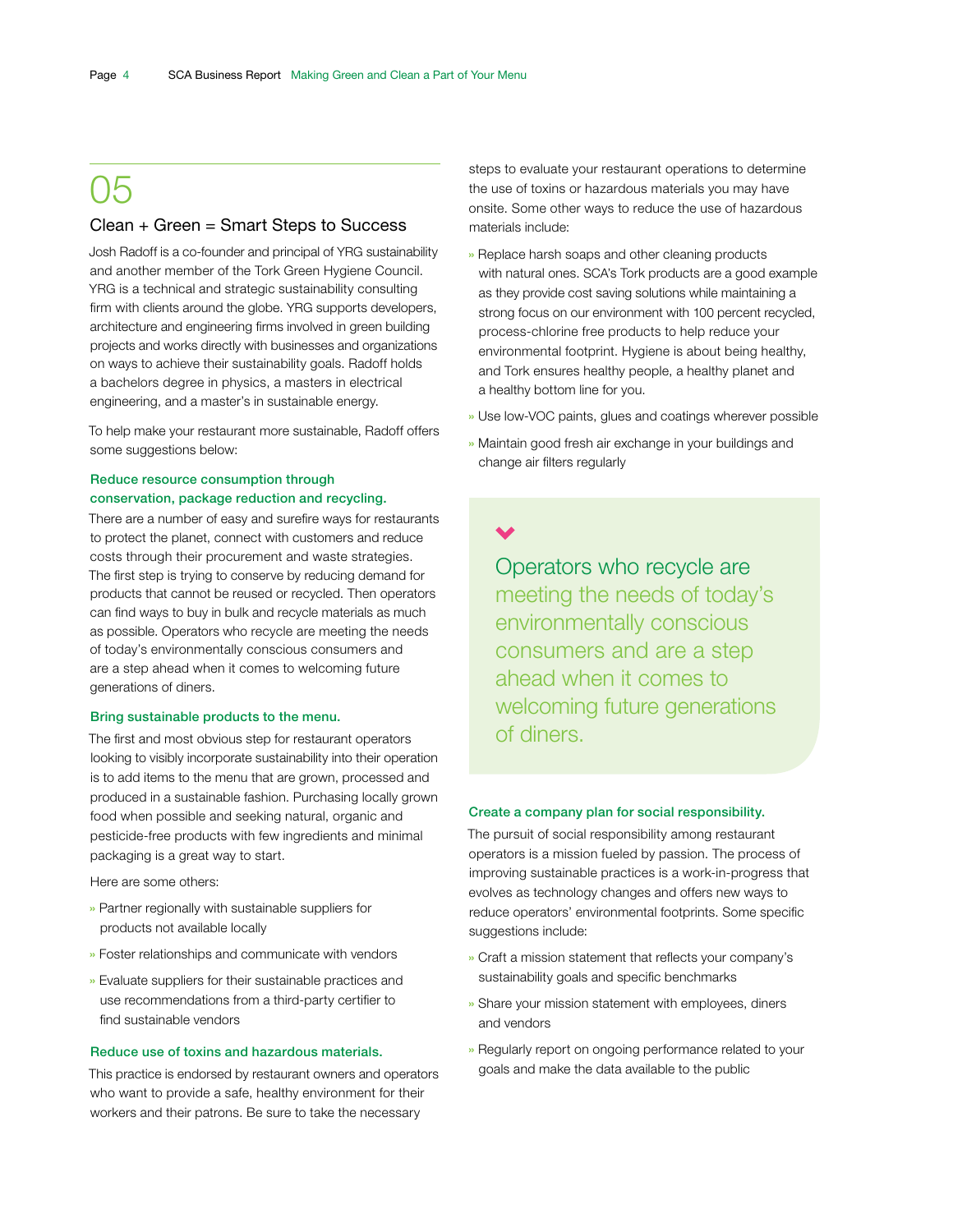## 05

### Clean + Green = Smart Steps to Success

Josh Radoff is a co-founder and principal of YRG sustainability and another member of the Tork Green Hygiene Council. YRG is a technical and strategic sustainability consulting firm with clients around the globe. YRG supports developers, architecture and engineering firms involved in green building projects and works directly with businesses and organizations on ways to achieve their sustainability goals. Radoff holds a bachelors degree in physics, a masters in electrical engineering, and a master's in sustainable energy.

To help make your restaurant more sustainable, Radoff offers some suggestions below:

**Reduce resource consumption through conservation, package reduction and recycling.**

There are a number of easy and surefire ways for restaurants to protect the planet, connect with customers and reduce costs through their procurement and waste strategies. The first step is trying to conserve by reducing demand for products that cannot be reused or recycled. Then operators can find ways to buy in bulk and recycle materials as much as possible. Operators who recycle are meeting the needs of today's environmentally conscious consumers and are a step ahead when it comes to welcoming future generations of diners.

**Bring sustainable products to the menu.**

The first and most obvious step for restaurant operators looking to visibly incorporate sustainability into their operation is to add items to the menu that are grown, processed and produced in a sustainable fashion. Purchasing locally grown food when possible and seeking natural, organic and pesticide-free products with few ingredients and minimal packaging is a great way to start.

Here are some others:

- Partner regionally with sustainable suppliers for products not available locally
- Foster relationships and communicate with vendors
- Evaluate suppliers for their sustainable practices and use recommendations from a third-party certifier to find sustainable vendors

**Reduce use of toxins and hazardous materials.**

This practice is endorsed by restaurant owners and operators who want to provide a safe, healthy environment for their workers and their patrons. Be sure to take the necessary steps to evaluate your restaurant operations to determine the use of toxins or hazardous materials you may have onsite. Some other ways to reduce the use of hazardous materials include:

- Replace harsh soaps and other cleaning products with natural ones. SCA's Tork products are a good example as they provide cost saving solutions while maintaining a strong focus on our environment with 100 percent recycled, process-chlorine free products to help reduce your environmental footprint. Hygiene is about being healthy, and Tork ensures healthy people, a healthy planet and a healthy bottom line for you.
- Use low-VOC paints, glues and coatings wherever possible
- Maintain good fresh air exchange in your buildings and change air filters regularly

> Operators who recycle are meeting the needs of today's environmentally conscious consumers and are a step ahead when it comes to welcoming future generations of diners.

**Create a company plan for social responsibility.**

The pursuit of social responsibility among restaurant operators is a mission fueled by passion. The process of improving sustainable practices is a work-in-progress that evolves as technology changes and offers new ways to reduce operators' environmental footprints. Some specific suggestions include:

- Craft a mission statement that reflects your company's sustainability goals and specific benchmarks
- Share your mission statement with employees, diners and vendors
- Regularly report on ongoing performance related to your goals and make the data available to the public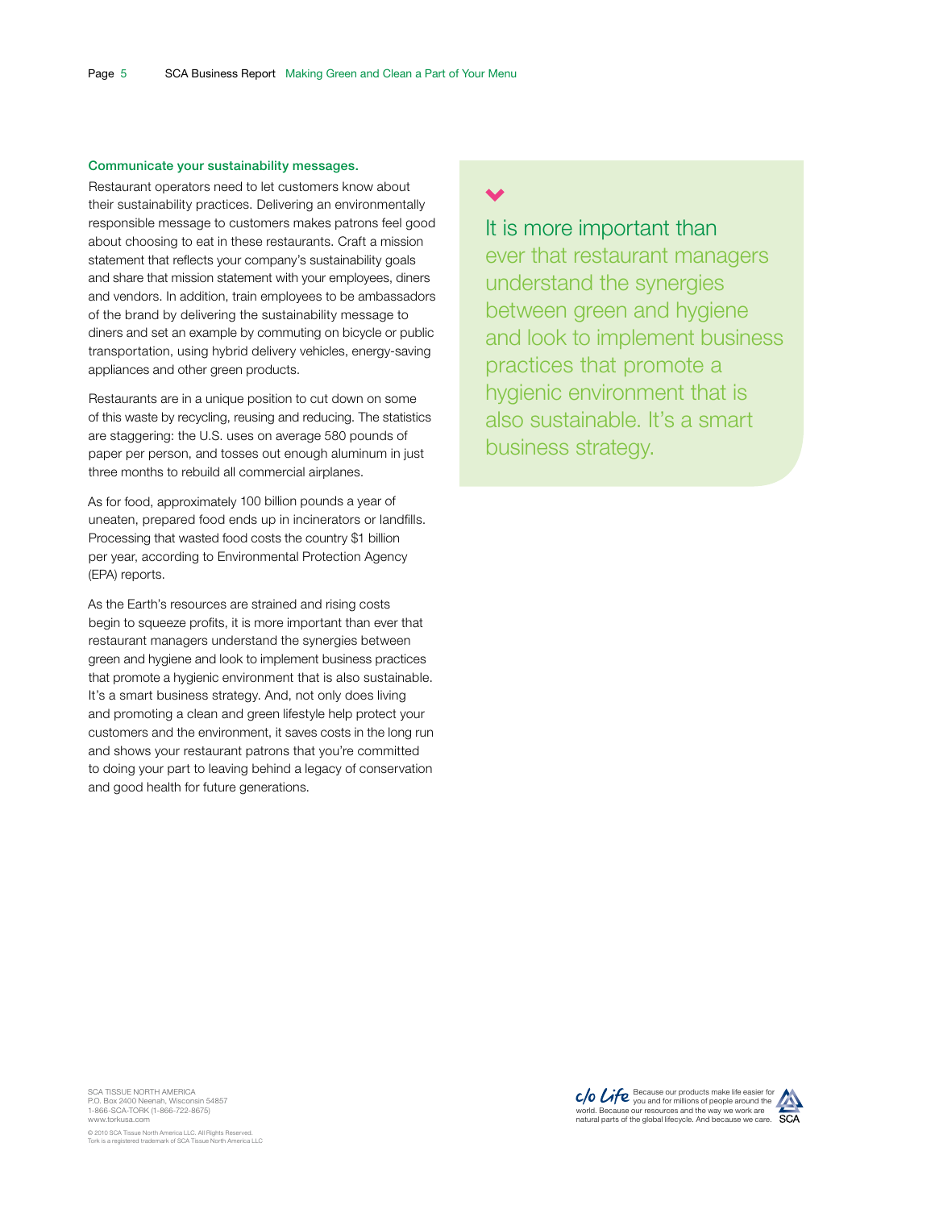### Communicate your sustainability messages.

Restaurant operators need to let customers know about their sustainability practices. Delivering an environmentally responsible message to customers makes patrons feel good about choosing to eat in these restaurants. Craft a mission statement that reflects your company's sustainability goals and share that mission statement with your employees, diners and vendors. In addition, train employees to be ambassadors of the brand by delivering the sustainability message to diners and set an example by commuting on bicycle or public transportation, using hybrid delivery vehicles, energy-saving appliances and other green products.

Restaurants are in a unique position to cut down on some of this waste by recycling, reusing and reducing. The statistics are staggering: the U.S. uses on average 580 pounds of paper per person, and tosses out enough aluminum in just three months to rebuild all commercial airplanes.

As for food, approximately 100 billion pounds a year of uneaten, prepared food ends up in incinerators or landfills. Processing that wasted food costs the country $1 billion per year, according to Environmental Protection Agency (EPA) reports.

As the Earth's resources are strained and rising costs begin to squeeze profits, it is more important than ever that restaurant managers understand the synergies between green and hygiene and look to implement business practices that promote a hygienic environment that is also sustainable. It's a smart business strategy. And, not only does living and promoting a clean and green lifestyle help protect your customers and the environment, it saves costs in the long run and shows your restaurant patrons that you're committed to doing your part to leaving behind a legacy of conservation and good health for future generations.

> It is more important than ever that restaurant managers understand the synergies between green and hygiene and look to implement business practices that promote a hygienic environment that is also sustainable. It's a smart business strategy.

SCA TISSUE NORTH AMERICA
P.O. Box 2400 Neenah, Wisconsin 54857
1-866-SCA-TORK (1-866-722-8675)
www.torkusa.com

© 2010 SCA Tissue North America LLC. All Rights Reserved.
Tork is a registered trademark of SCA Tissue North America LLC

c/o Life Because our products make life easier for you and for millions of people around the world. Because our resources and the way we work are natural parts of the global lifecycle. And because we care. SCA